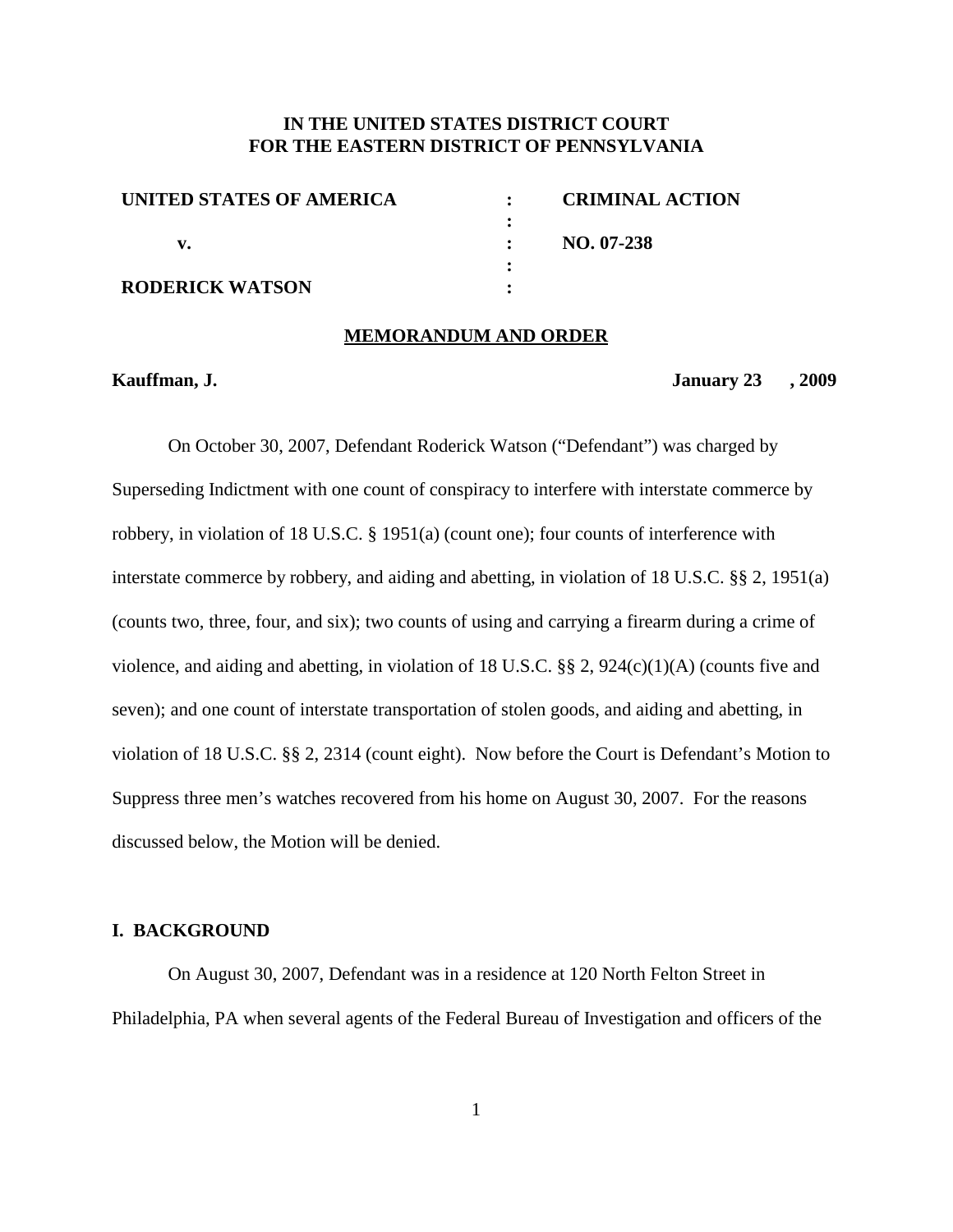**IN THE UNITED STATES DISTRICT COURT**
**FOR THE EASTERN DISTRICT OF PENNSYLVANIA**

| | | |
|---|---|---|
| **UNITED STATES OF AMERICA** | : | **CRIMINAL ACTION** |
| | : | |
| **v.** | : | **NO. 07-238** |
| | : | |
| **RODERICK WATSON** | : | |

**MEMORANDUM AND ORDER**

**Kauffman, J.** **January 23 , 2009**

On October 30, 2007, Defendant Roderick Watson ("Defendant") was charged by Superseding Indictment with one count of conspiracy to interfere with interstate commerce by robbery, in violation of 18 U.S.C. § 1951(a) (count one); four counts of interference with interstate commerce by robbery, and aiding and abetting, in violation of 18 U.S.C. §§ 2, 1951(a) (counts two, three, four, and six); two counts of using and carrying a firearm during a crime of violence, and aiding and abetting, in violation of 18 U.S.C. §§ 2, 924(c)(1)(A) (counts five and seven); and one count of interstate transportation of stolen goods, and aiding and abetting, in violation of 18 U.S.C. §§ 2, 2314 (count eight). Now before the Court is Defendant's Motion to Suppress three men's watches recovered from his home on August 30, 2007. For the reasons discussed below, the Motion will be denied.

## I. BACKGROUND

On August 30, 2007, Defendant was in a residence at 120 North Felton Street in Philadelphia, PA when several agents of the Federal Bureau of Investigation and officers of the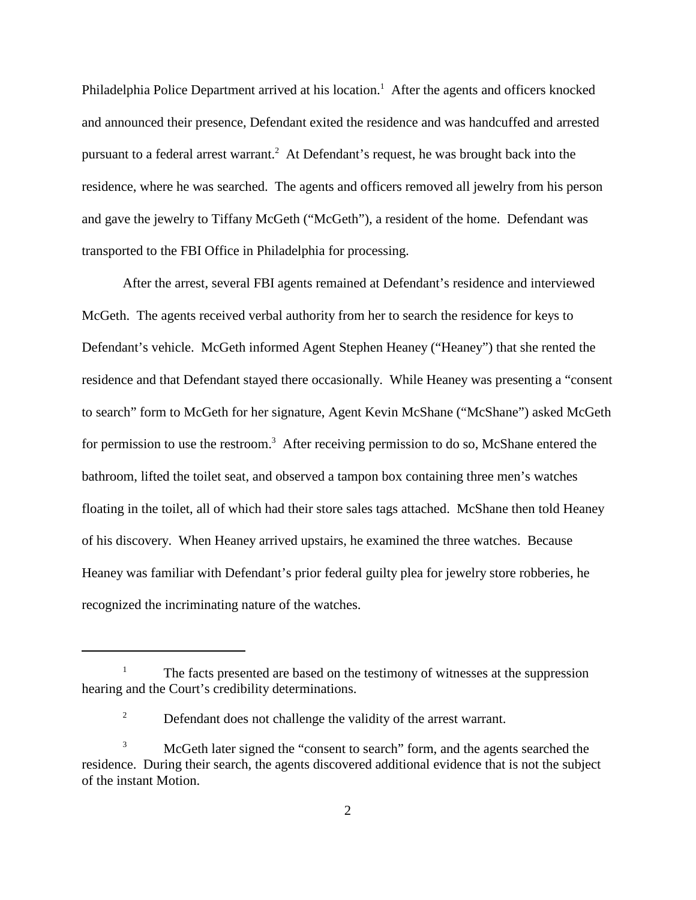Philadelphia Police Department arrived at his location.[1] After the agents and officers knocked and announced their presence, Defendant exited the residence and was handcuffed and arrested pursuant to a federal arrest warrant.[2] At Defendant's request, he was brought back into the residence, where he was searched. The agents and officers removed all jewelry from his person and gave the jewelry to Tiffany McGeth ("McGeth"), a resident of the home. Defendant was transported to the FBI Office in Philadelphia for processing.

After the arrest, several FBI agents remained at Defendant's residence and interviewed McGeth. The agents received verbal authority from her to search the residence for keys to Defendant's vehicle. McGeth informed Agent Stephen Heaney ("Heaney") that she rented the residence and that Defendant stayed there occasionally. While Heaney was presenting a "consent to search" form to McGeth for her signature, Agent Kevin McShane ("McShane") asked McGeth for permission to use the restroom.[3] After receiving permission to do so, McShane entered the bathroom, lifted the toilet seat, and observed a tampon box containing three men's watches floating in the toilet, all of which had their store sales tags attached. McShane then told Heaney of his discovery. When Heaney arrived upstairs, he examined the three watches. Because Heaney was familiar with Defendant's prior federal guilty plea for jewelry store robberies, he recognized the incriminating nature of the watches.

---

[1] The facts presented are based on the testimony of witnesses at the suppression hearing and the Court's credibility determinations.

[2] Defendant does not challenge the validity of the arrest warrant.

[3] McGeth later signed the "consent to search" form, and the agents searched the residence. During their search, the agents discovered additional evidence that is not the subject of the instant Motion.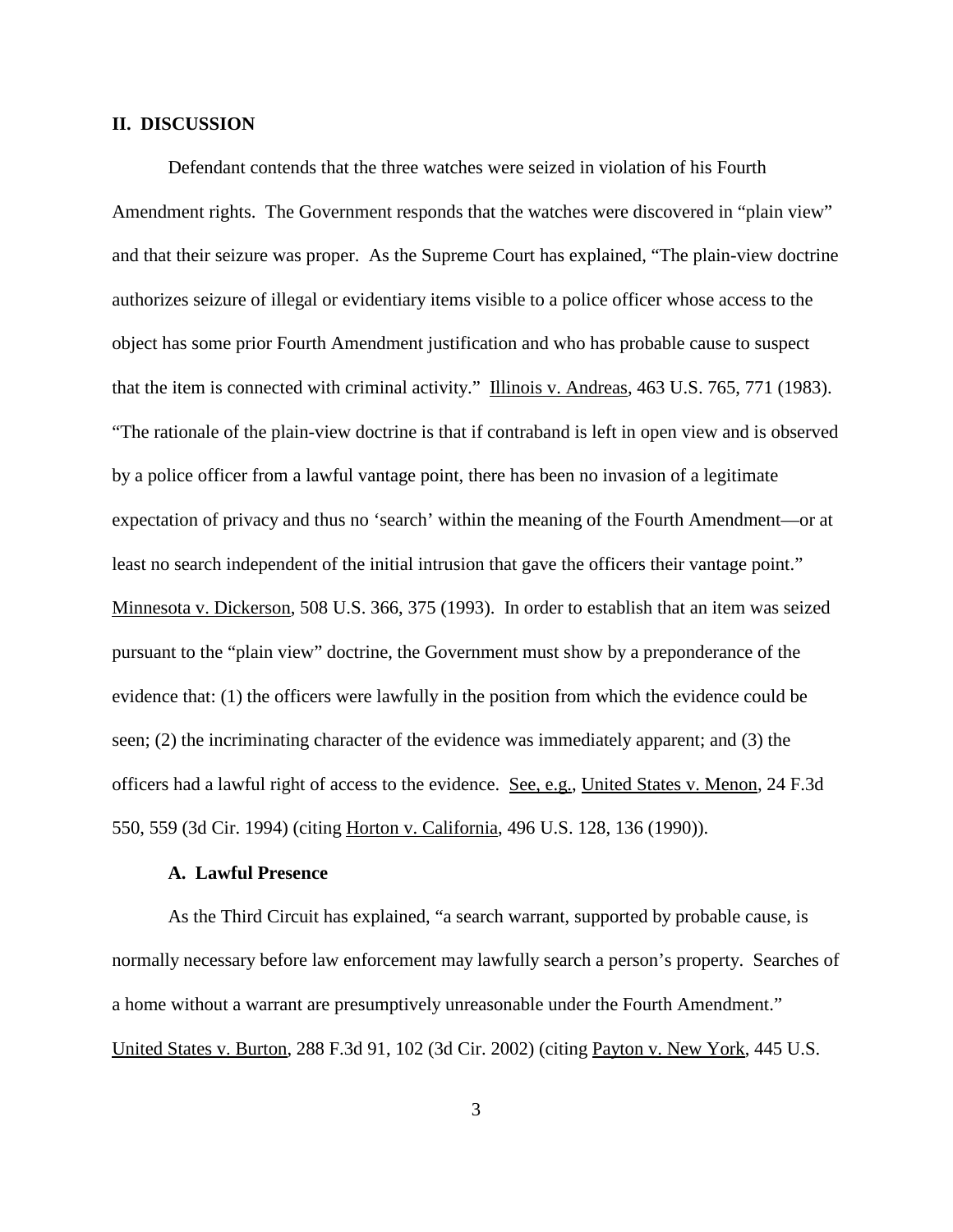## II. DISCUSSION

Defendant contends that the three watches were seized in violation of his Fourth Amendment rights. The Government responds that the watches were discovered in "plain view" and that their seizure was proper. As the Supreme Court has explained, "The plain-view doctrine authorizes seizure of illegal or evidentiary items visible to a police officer whose access to the object has some prior Fourth Amendment justification and who has probable cause to suspect that the item is connected with criminal activity." Illinois v. Andreas, 463 U.S. 765, 771 (1983). "The rationale of the plain-view doctrine is that if contraband is left in open view and is observed by a police officer from a lawful vantage point, there has been no invasion of a legitimate expectation of privacy and thus no 'search' within the meaning of the Fourth Amendment—or at least no search independent of the initial intrusion that gave the officers their vantage point." Minnesota v. Dickerson, 508 U.S. 366, 375 (1993). In order to establish that an item was seized pursuant to the "plain view" doctrine, the Government must show by a preponderance of the evidence that: (1) the officers were lawfully in the position from which the evidence could be seen; (2) the incriminating character of the evidence was immediately apparent; and (3) the officers had a lawful right of access to the evidence. See, e.g., United States v. Menon, 24 F.3d 550, 559 (3d Cir. 1994) (citing Horton v. California, 496 U.S. 128, 136 (1990)).

### A. Lawful Presence

As the Third Circuit has explained, "a search warrant, supported by probable cause, is normally necessary before law enforcement may lawfully search a person's property. Searches of a home without a warrant are presumptively unreasonable under the Fourth Amendment." United States v. Burton, 288 F.3d 91, 102 (3d Cir. 2002) (citing Payton v. New York, 445 U.S.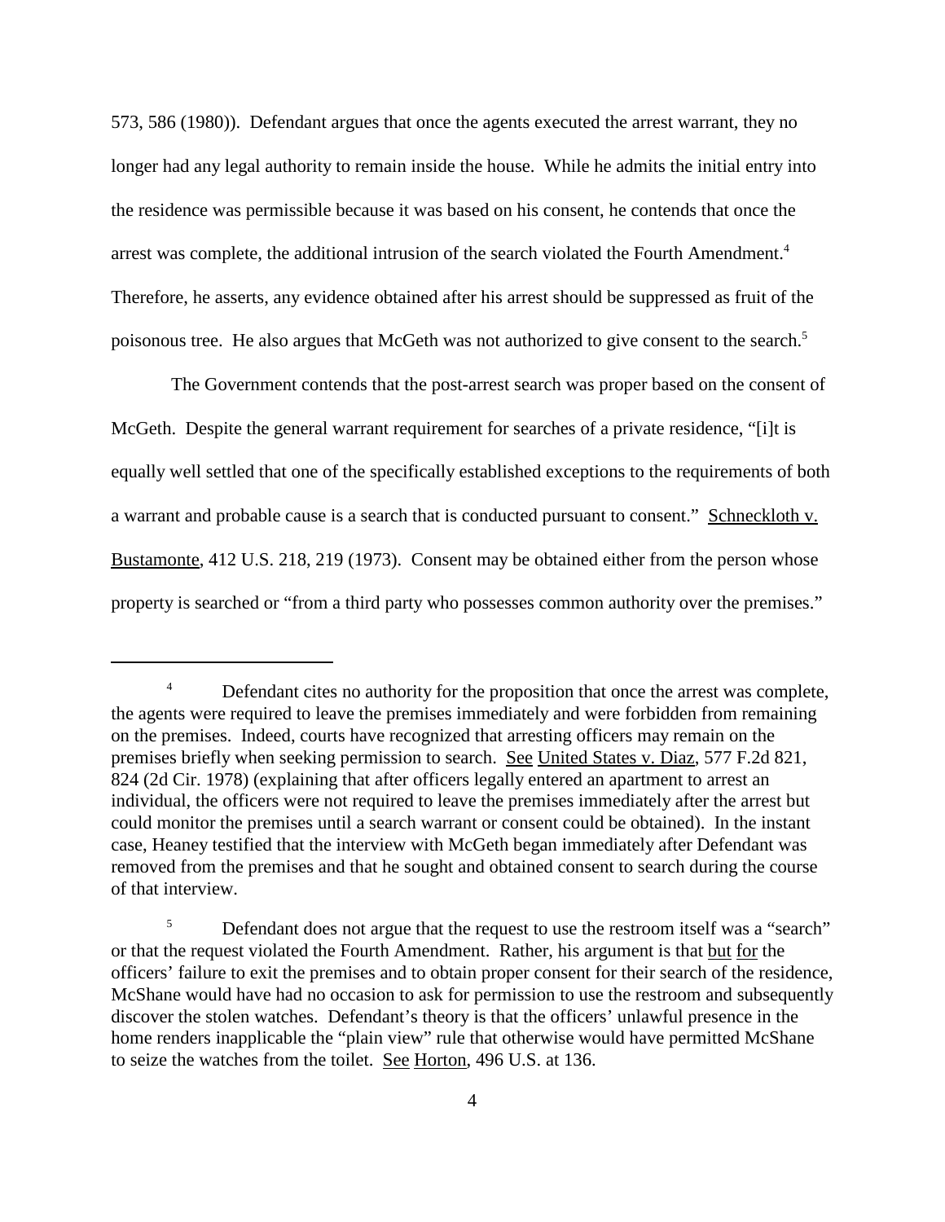573, 586 (1980)). Defendant argues that once the agents executed the arrest warrant, they no longer had any legal authority to remain inside the house. While he admits the initial entry into the residence was permissible because it was based on his consent, he contends that once the arrest was complete, the additional intrusion of the search violated the Fourth Amendment.[4] Therefore, he asserts, any evidence obtained after his arrest should be suppressed as fruit of the poisonous tree. He also argues that McGeth was not authorized to give consent to the search.[5]

The Government contends that the post-arrest search was proper based on the consent of McGeth. Despite the general warrant requirement for searches of a private residence, "[i]t is equally well settled that one of the specifically established exceptions to the requirements of both a warrant and probable cause is a search that is conducted pursuant to consent." Schneckloth v. Bustamonte, 412 U.S. 218, 219 (1973). Consent may be obtained either from the person whose property is searched or "from a third party who possesses common authority over the premises."

---

[4] Defendant cites no authority for the proposition that once the arrest was complete, the agents were required to leave the premises immediately and were forbidden from remaining on the premises. Indeed, courts have recognized that arresting officers may remain on the premises briefly when seeking permission to search. See United States v. Diaz, 577 F.2d 821, 824 (2d Cir. 1978) (explaining that after officers legally entered an apartment to arrest an individual, the officers were not required to leave the premises immediately after the arrest but could monitor the premises until a search warrant or consent could be obtained). In the instant case, Heaney testified that the interview with McGeth began immediately after Defendant was removed from the premises and that he sought and obtained consent to search during the course of that interview.

[5] Defendant does not argue that the request to use the restroom itself was a "search" or that the request violated the Fourth Amendment. Rather, his argument is that but for the officers' failure to exit the premises and to obtain proper consent for their search of the residence, McShane would have had no occasion to ask for permission to use the restroom and subsequently discover the stolen watches. Defendant's theory is that the officers' unlawful presence in the home renders inapplicable the "plain view" rule that otherwise would have permitted McShane to seize the watches from the toilet. See Horton, 496 U.S. at 136.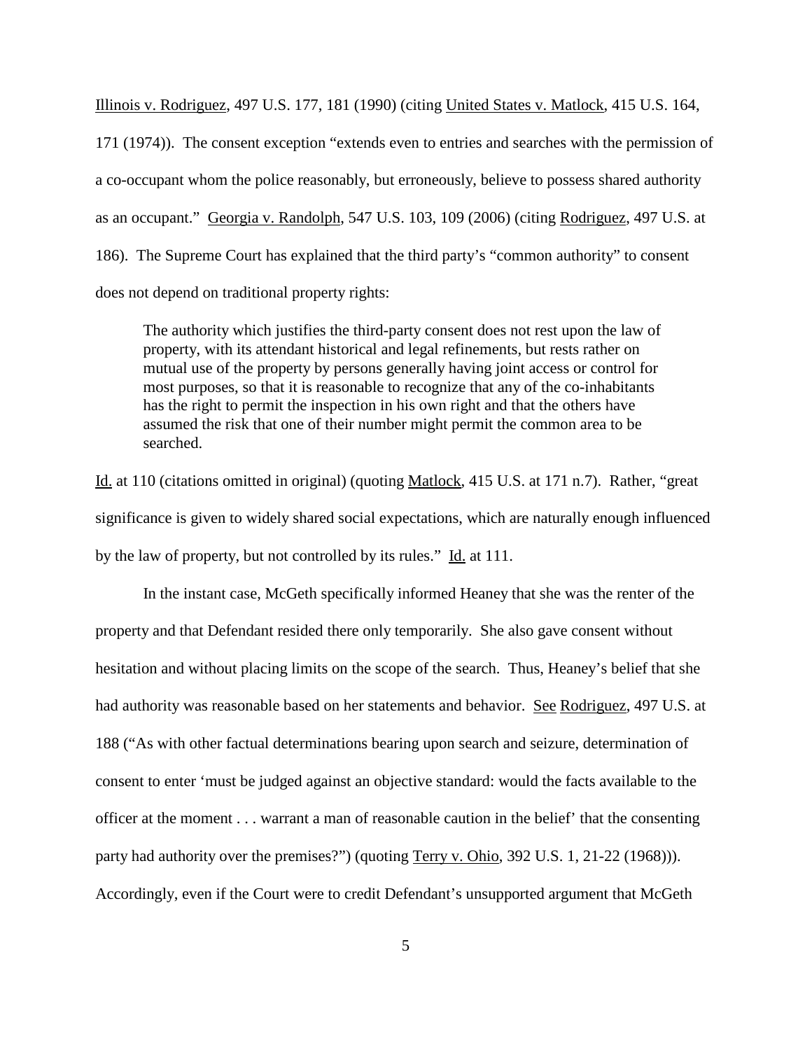Illinois v. Rodriguez, 497 U.S. 177, 181 (1990) (citing United States v. Matlock, 415 U.S. 164, 171 (1974)). The consent exception "extends even to entries and searches with the permission of a co-occupant whom the police reasonably, but erroneously, believe to possess shared authority as an occupant." Georgia v. Randolph, 547 U.S. 103, 109 (2006) (citing Rodriguez, 497 U.S. at 186). The Supreme Court has explained that the third party's "common authority" to consent does not depend on traditional property rights:

> The authority which justifies the third-party consent does not rest upon the law of property, with its attendant historical and legal refinements, but rests rather on mutual use of the property by persons generally having joint access or control for most purposes, so that it is reasonable to recognize that any of the co-inhabitants has the right to permit the inspection in his own right and that the others have assumed the risk that one of their number might permit the common area to be searched.

Id. at 110 (citations omitted in original) (quoting Matlock, 415 U.S. at 171 n.7). Rather, "great significance is given to widely shared social expectations, which are naturally enough influenced by the law of property, but not controlled by its rules." Id. at 111.

In the instant case, McGeth specifically informed Heaney that she was the renter of the property and that Defendant resided there only temporarily. She also gave consent without hesitation and without placing limits on the scope of the search. Thus, Heaney's belief that she had authority was reasonable based on her statements and behavior. See Rodriguez, 497 U.S. at 188 ("As with other factual determinations bearing upon search and seizure, determination of consent to enter 'must be judged against an objective standard: would the facts available to the officer at the moment . . . warrant a man of reasonable caution in the belief' that the consenting party had authority over the premises?") (quoting Terry v. Ohio, 392 U.S. 1, 21-22 (1968))). Accordingly, even if the Court were to credit Defendant's unsupported argument that McGeth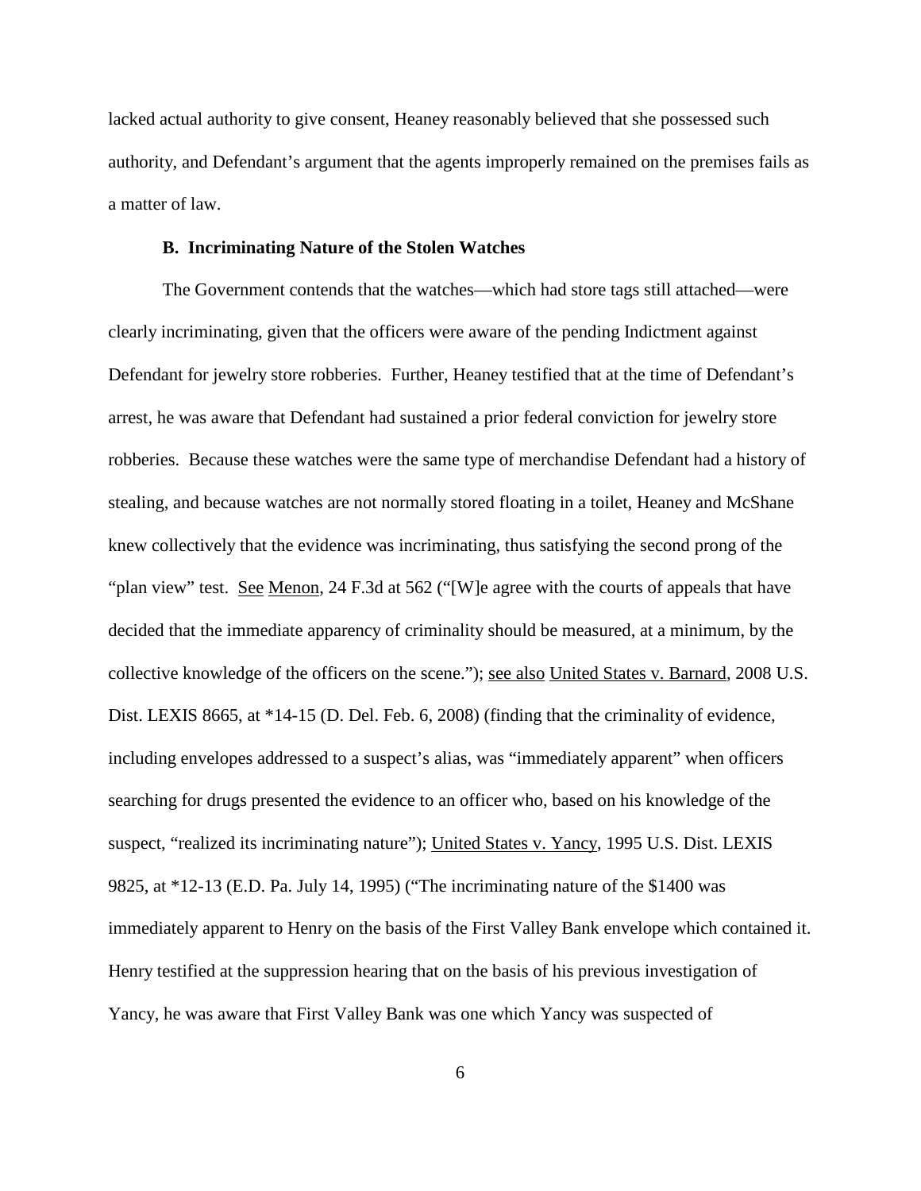lacked actual authority to give consent, Heaney reasonably believed that she possessed such authority, and Defendant's argument that the agents improperly remained on the premises fails as a matter of law.

### B. Incriminating Nature of the Stolen Watches

The Government contends that the watches—which had store tags still attached—were clearly incriminating, given that the officers were aware of the pending Indictment against Defendant for jewelry store robberies. Further, Heaney testified that at the time of Defendant's arrest, he was aware that Defendant had sustained a prior federal conviction for jewelry store robberies. Because these watches were the same type of merchandise Defendant had a history of stealing, and because watches are not normally stored floating in a toilet, Heaney and McShane knew collectively that the evidence was incriminating, thus satisfying the second prong of the "plan view" test. See Menon, 24 F.3d at 562 ("[W]e agree with the courts of appeals that have decided that the immediate apparency of criminality should be measured, at a minimum, by the collective knowledge of the officers on the scene."); see also United States v. Barnard, 2008 U.S. Dist. LEXIS 8665, at *14-15 (D. Del. Feb. 6, 2008) (finding that the criminality of evidence, including envelopes addressed to a suspect's alias, was "immediately apparent" when officers searching for drugs presented the evidence to an officer who, based on his knowledge of the suspect, "realized its incriminating nature"); United States v. Yancy, 1995 U.S. Dist. LEXIS 9825, at *12-13 (E.D. Pa. July 14, 1995) ("The incriminating nature of the $1400 was immediately apparent to Henry on the basis of the First Valley Bank envelope which contained it. Henry testified at the suppression hearing that on the basis of his previous investigation of Yancy, he was aware that First Valley Bank was one which Yancy was suspected of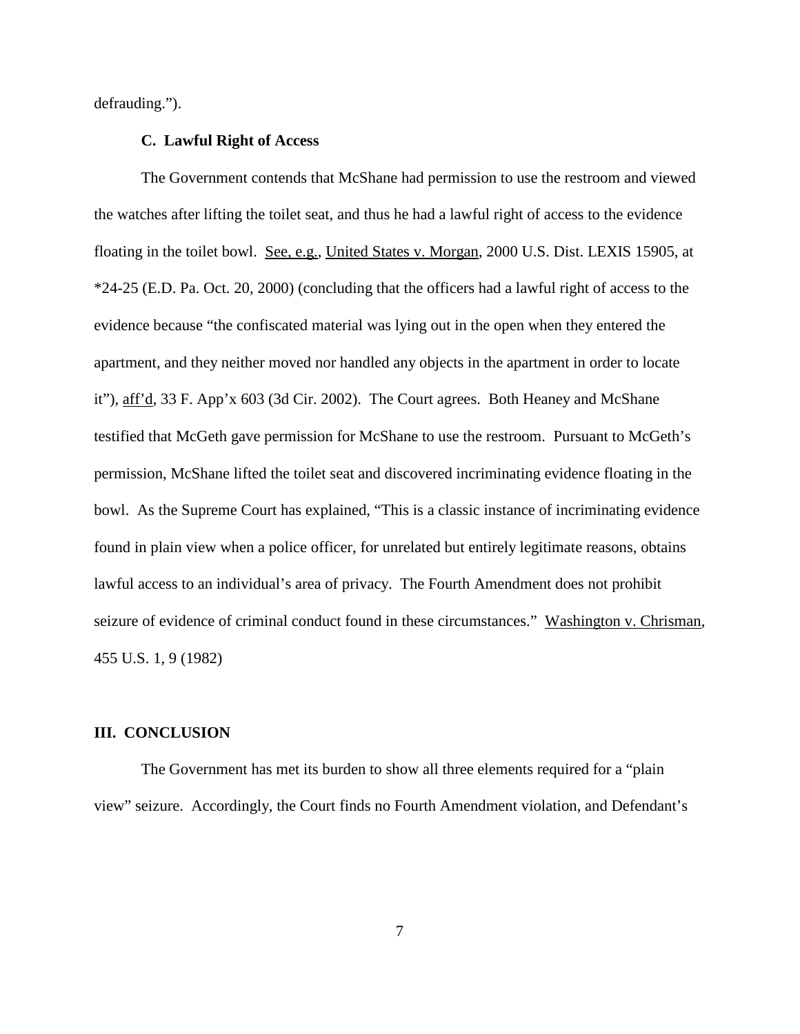defrauding.").

### C. Lawful Right of Access

The Government contends that McShane had permission to use the restroom and viewed the watches after lifting the toilet seat, and thus he had a lawful right of access to the evidence floating in the toilet bowl. See, e.g., United States v. Morgan, 2000 U.S. Dist. LEXIS 15905, at *24-25 (E.D. Pa. Oct. 20, 2000) (concluding that the officers had a lawful right of access to the evidence because "the confiscated material was lying out in the open when they entered the apartment, and they neither moved nor handled any objects in the apartment in order to locate it"), aff'd, 33 F. App'x 603 (3d Cir. 2002). The Court agrees. Both Heaney and McShane testified that McGeth gave permission for McShane to use the restroom. Pursuant to McGeth's permission, McShane lifted the toilet seat and discovered incriminating evidence floating in the bowl. As the Supreme Court has explained, "This is a classic instance of incriminating evidence found in plain view when a police officer, for unrelated but entirely legitimate reasons, obtains lawful access to an individual's area of privacy. The Fourth Amendment does not prohibit seizure of evidence of criminal conduct found in these circumstances." Washington v. Chrisman, 455 U.S. 1, 9 (1982)

## III. CONCLUSION

The Government has met its burden to show all three elements required for a "plain view" seizure. Accordingly, the Court finds no Fourth Amendment violation, and Defendant's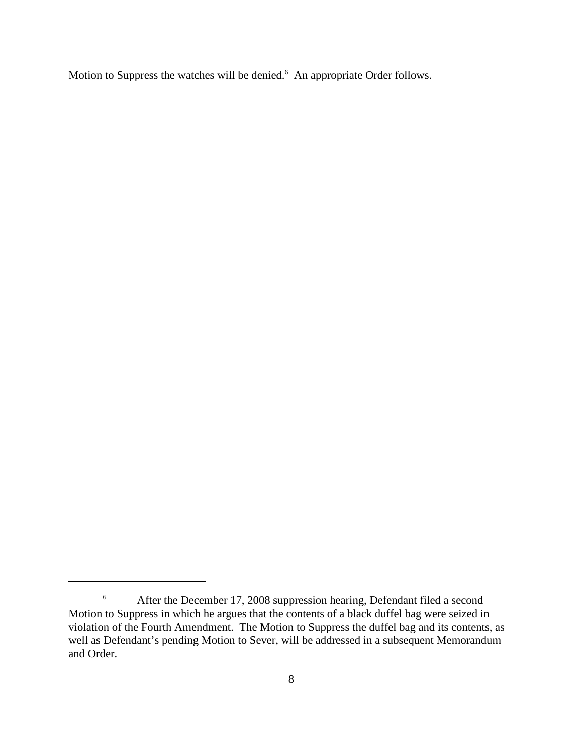Motion to Suppress the watches will be denied.[6] An appropriate Order follows.

[6] After the December 17, 2008 suppression hearing, Defendant filed a second Motion to Suppress in which he argues that the contents of a black duffel bag were seized in violation of the Fourth Amendment. The Motion to Suppress the duffel bag and its contents, as well as Defendant's pending Motion to Sever, will be addressed in a subsequent Memorandum and Order.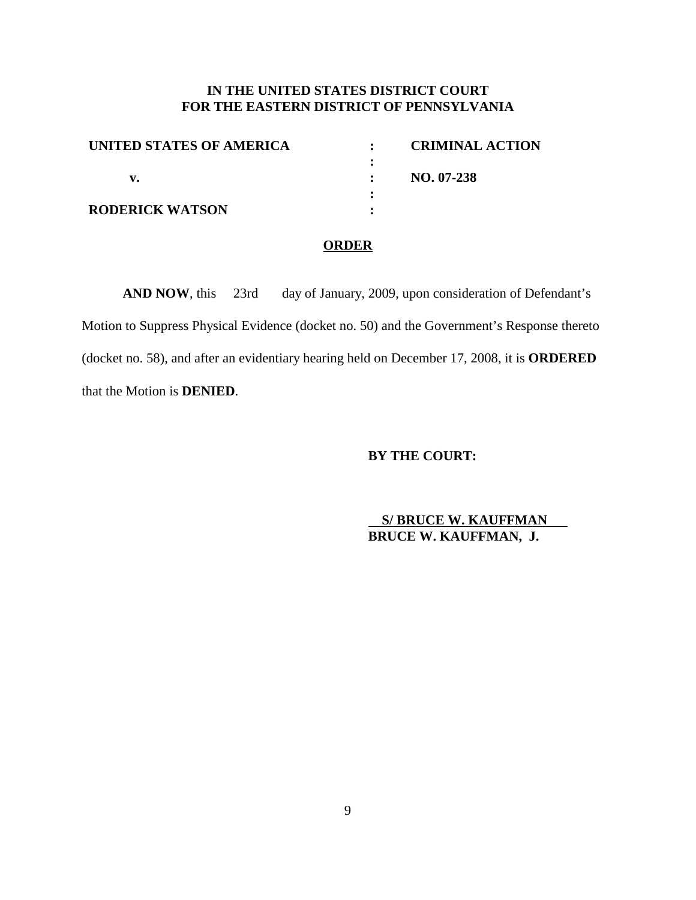**IN THE UNITED STATES DISTRICT COURT**
**FOR THE EASTERN DISTRICT OF PENNSYLVANIA**

| | | |
|---|---|---|
| **UNITED STATES OF AMERICA** | : | **CRIMINAL ACTION** |
| | : | |
| **v.** | : | **NO. 07-238** |
| | : | |
| **RODERICK WATSON** | : | |

**ORDER**

**AND NOW**, this 23rd day of January, 2009, upon consideration of Defendant's Motion to Suppress Physical Evidence (docket no. 50) and the Government's Response thereto (docket no. 58), and after an evidentiary hearing held on December 17, 2008, it is **ORDERED** that the Motion is **DENIED**.

**BY THE COURT:**

**S/ BRUCE W. KAUFFMAN**
**BRUCE W. KAUFFMAN, J.**